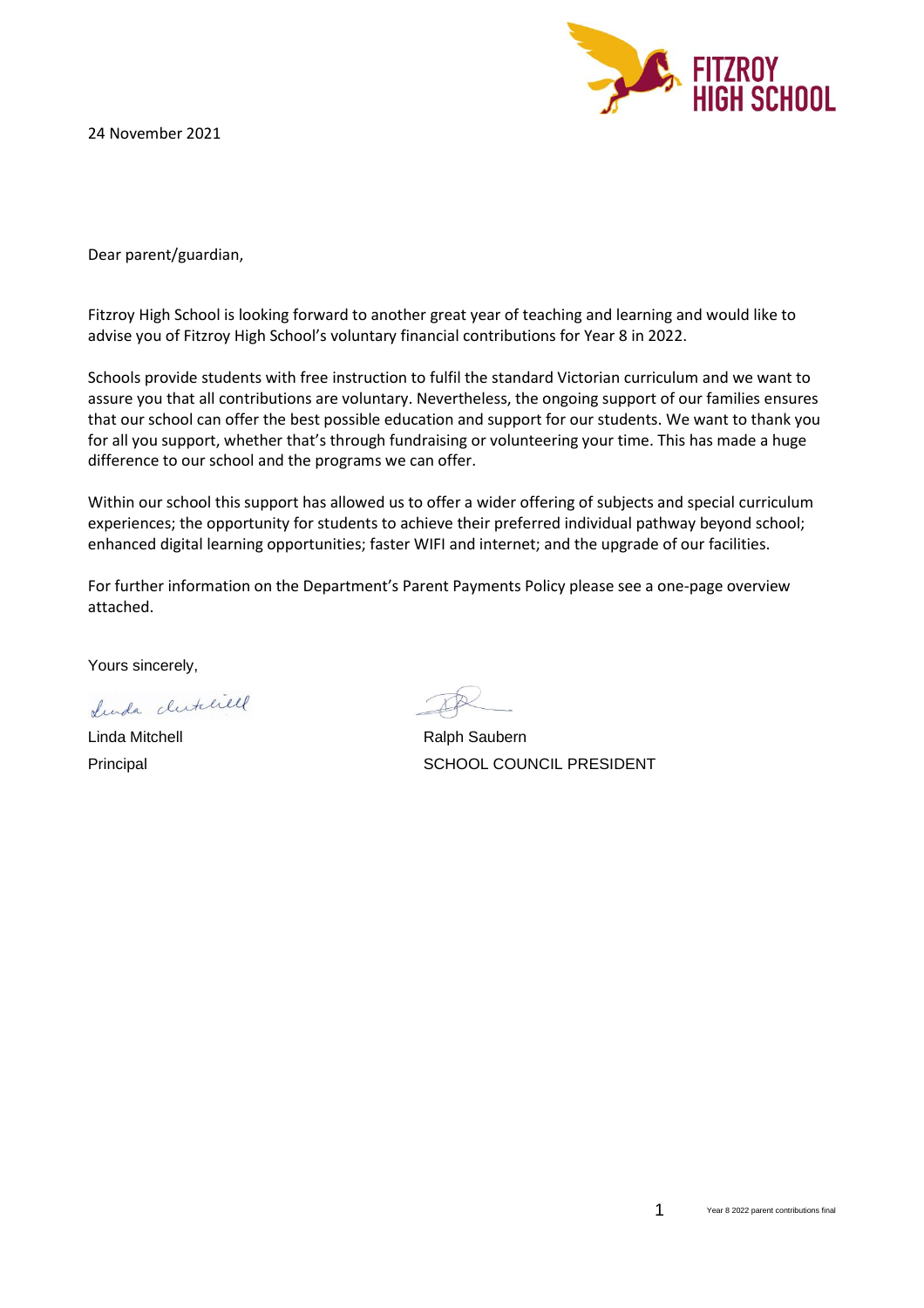FITZROY HIGH SCHOOL

24 November 2021

Dear parent/guardian,

Fitzroy High School is looking forward to another great year of teaching and learning and would like to advise you of Fitzroy High School's voluntary financial contributions for Year 8 in 2022.

Schools provide students with free instruction to fulfil the standard Victorian curriculum and we want to assure you that all contributions are voluntary. Nevertheless, the ongoing support of our families ensures that our school can offer the best possible education and support for our students. We want to thank you for all you support, whether that's through fundraising or volunteering your time. This has made a huge difference to our school and the programs we can offer.

Within our school this support has allowed us to offer a wider offering of subjects and special curriculum experiences; the opportunity for students to achieve their preferred individual pathway beyond school; enhanced digital learning opportunities; faster WIFI and internet; and the upgrade of our facilities.

For further information on the Department's Parent Payments Policy please see a one-page overview attached.

Yours sincerely,

Linda Mitchell
Principal

Ralph Saubern
SCHOOL COUNCIL PRESIDENT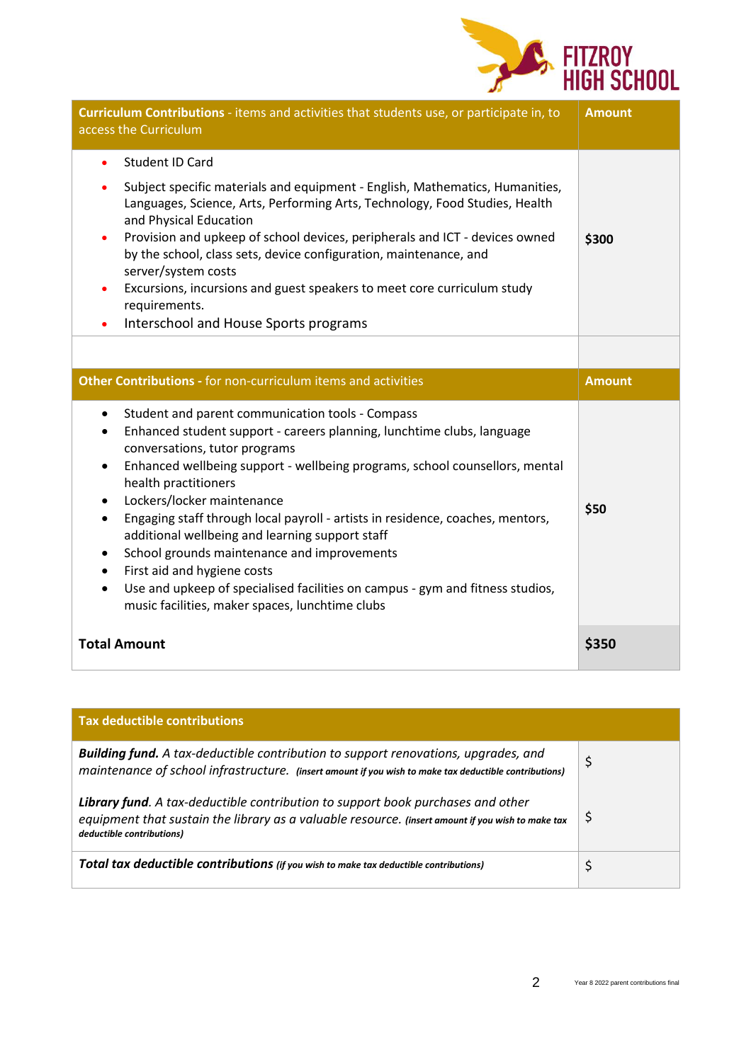FITZROY HIGH SCHOOL

| **Curriculum Contributions** - items and activities that students use, or participate in, to access the Curriculum | **Amount** |
|---|---|
| • Student ID Card<br>• Subject specific materials and equipment - English, Mathematics, Humanities, Languages, Science, Arts, Performing Arts, Technology, Food Studies, Health and Physical Education<br>• Provision and upkeep of school devices, peripherals and ICT - devices owned by the school, class sets, device configuration, maintenance, and server/system costs<br>• Excursions, incursions and guest speakers to meet core curriculum study requirements.<br>• Interschool and House Sports programs | **$300** |
| | |
| **Other Contributions** - for non-curriculum items and activities | **Amount** |
| • Student and parent communication tools - Compass<br>• Enhanced student support - careers planning, lunchtime clubs, language conversations, tutor programs<br>• Enhanced wellbeing support - wellbeing programs, school counsellors, mental health practitioners<br>• Lockers/locker maintenance<br>• Engaging staff through local payroll - artists in residence, coaches, mentors, additional wellbeing and learning support staff<br>• School grounds maintenance and improvements<br>• First aid and hygiene costs<br>• Use and upkeep of specialised facilities on campus - gym and fitness studios, music facilities, maker spaces, lunchtime clubs | **$50** |
| **Total Amount** | **$350** |

| **Tax deductible contributions** | |
|---|---|
| ***Building fund.*** *A tax-deductible contribution to support renovations, upgrades, and maintenance of school infrastructure.* ***(insert amount if you wish to make tax deductible contributions)*** | $ |
| ***Library fund****. A tax-deductible contribution to support book purchases and other equipment that sustain the library as a valuable resource.* ***(insert amount if you wish to make tax deductible contributions)*** | $ |
| ***Total tax deductible contributions*** ***(if you wish to make tax deductible contributions)*** | $ |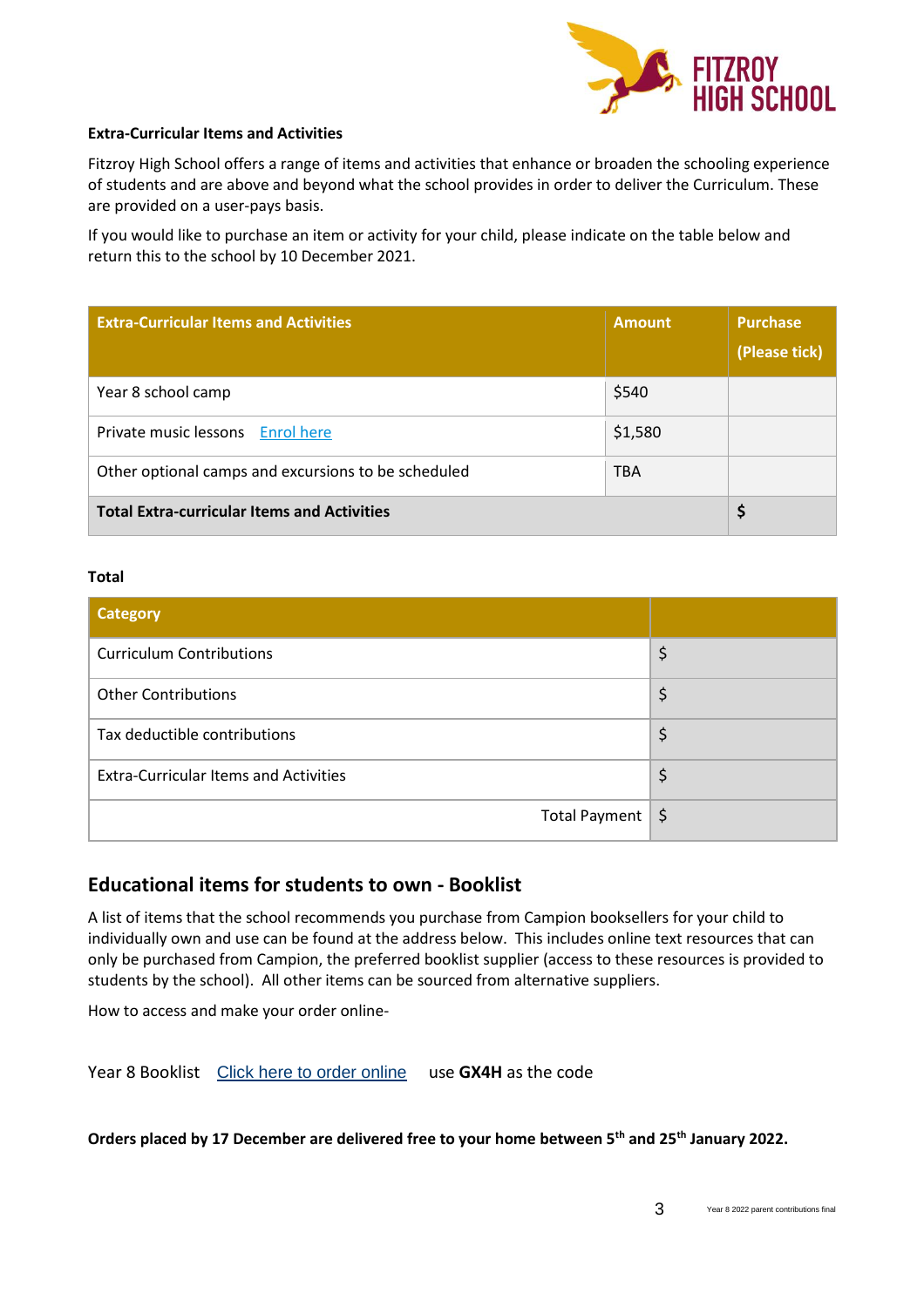**Extra-Curricular Items and Activities**

Fitzroy High School offers a range of items and activities that enhance or broaden the schooling experience of students and are above and beyond what the school provides in order to deliver the Curriculum. These are provided on a user-pays basis.

If you would like to purchase an item or activity for your child, please indicate on the table below and return this to the school by 10 December 2021.

| Extra-Curricular Items and Activities | Amount | Purchase (Please tick) |
| --- | --- | --- |
| Year 8 school camp | $540 | |
| Private music lessons  Enrol here | $1,580 | |
| Other optional camps and excursions to be scheduled | TBA | |
| **Total Extra-curricular Items and Activities** | | **$** |

**Total**

| Category | |
| --- | --- |
| Curriculum Contributions | $ |
| Other Contributions | $ |
| Tax deductible contributions | $ |
| Extra-Curricular Items and Activities | $ |
| Total Payment | $ |

## Educational items for students to own - Booklist

A list of items that the school recommends you purchase from Campion booksellers for your child to individually own and use can be found at the address below. This includes online text resources that can only be purchased from Campion, the preferred booklist supplier (access to these resources is provided to students by the school). All other items can be sourced from alternative suppliers.

How to access and make your order online-

Year 8 Booklist  Click here to order online  use **GX4H** as the code

**Orders placed by 17 December are delivered free to your home between 5th and 25th January 2022.**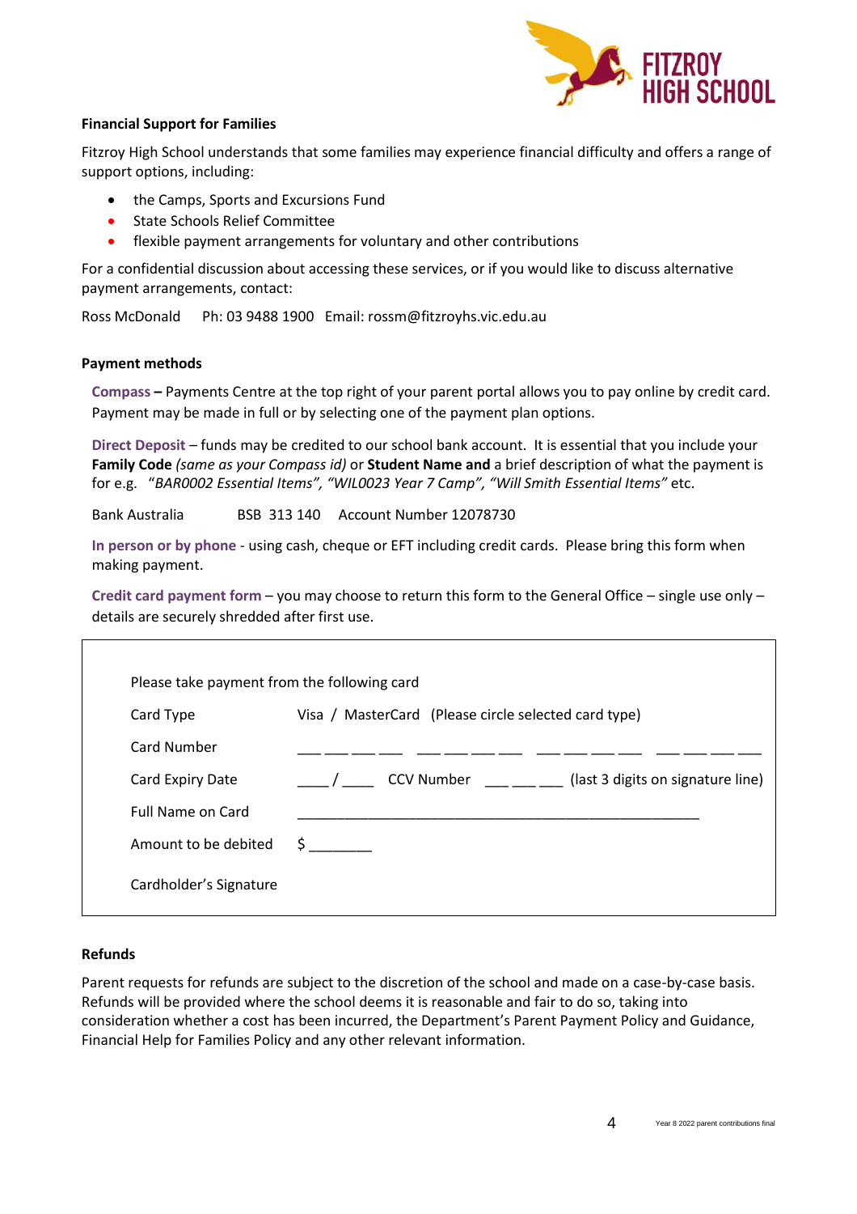### Financial Support for Families

Fitzroy High School understands that some families may experience financial difficulty and offers a range of support options, including:

- the Camps, Sports and Excursions Fund
- State Schools Relief Committee
- flexible payment arrangements for voluntary and other contributions

For a confidential discussion about accessing these services, or if you would like to discuss alternative payment arrangements, contact:

Ross McDonald Ph: 03 9488 1900 Email: rossm@fitzroyhs.vic.edu.au

### Payment methods

**Compass –** Payments Centre at the top right of your parent portal allows you to pay online by credit card. Payment may be made in full or by selecting one of the payment plan options.

**Direct Deposit** – funds may be credited to our school bank account. It is essential that you include your **Family Code** *(same as your Compass id)* or **Student Name and** a brief description of what the payment is for e.g. *"BAR0002 Essential Items", "WIL0023 Year 7 Camp", "Will Smith Essential Items"* etc.

Bank Australia BSB 313 140 Account Number 12078730

**In person or by phone** - using cash, cheque or EFT including credit cards. Please bring this form when making payment.

**Credit card payment form** – you may choose to return this form to the General Office – single use only – details are securely shredded after first use.

Please take payment from the following card

Card Type: Visa / MasterCard (Please circle selected card type)

Card Number: ___ ___ ___ ___ ___ ___ ___ ___ ___ ___ ___ ___ ___ ___ ___ ___

Card Expiry Date: ____ / ____ CCV Number ___ ___ ___ (last 3 digits on signature line)

Full Name on Card: ____________________________________________

Amount to be debited: $ _______

Cardholder's Signature

### Refunds

Parent requests for refunds are subject to the discretion of the school and made on a case-by-case basis. Refunds will be provided where the school deems it is reasonable and fair to do so, taking into consideration whether a cost has been incurred, the Department's Parent Payment Policy and Guidance, Financial Help for Families Policy and any other relevant information.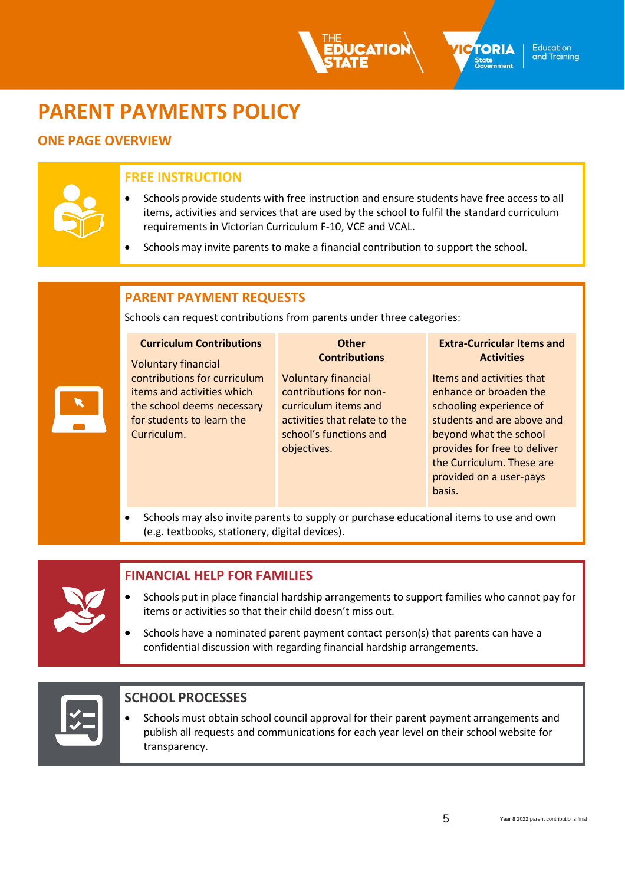# PARENT PAYMENTS POLICY

## ONE PAGE OVERVIEW

### FREE INSTRUCTION

- Schools provide students with free instruction and ensure students have free access to all items, activities and services that are used by the school to fulfil the standard curriculum requirements in Victorian Curriculum F-10, VCE and VCAL.
- Schools may invite parents to make a financial contribution to support the school.

### PARENT PAYMENT REQUESTS

Schools can request contributions from parents under three categories:

| Curriculum Contributions | Other Contributions | Extra-Curricular Items and Activities |
|---|---|---|
| Voluntary financial contributions for curriculum items and activities which the school deems necessary for students to learn the Curriculum. | Voluntary financial contributions for non-curriculum items and activities that relate to the school's functions and objectives. | Items and activities that enhance or broaden the schooling experience of students and are above and beyond what the school provides for free to deliver the Curriculum. These are provided on a user-pays basis. |

- Schools may also invite parents to supply or purchase educational items to use and own (e.g. textbooks, stationery, digital devices).

### FINANCIAL HELP FOR FAMILIES

- Schools put in place financial hardship arrangements to support families who cannot pay for items or activities so that their child doesn't miss out.
- Schools have a nominated parent payment contact person(s) that parents can have a confidential discussion with regarding financial hardship arrangements.

### SCHOOL PROCESSES

- Schools must obtain school council approval for their parent payment arrangements and publish all requests and communications for each year level on their school website for transparency.